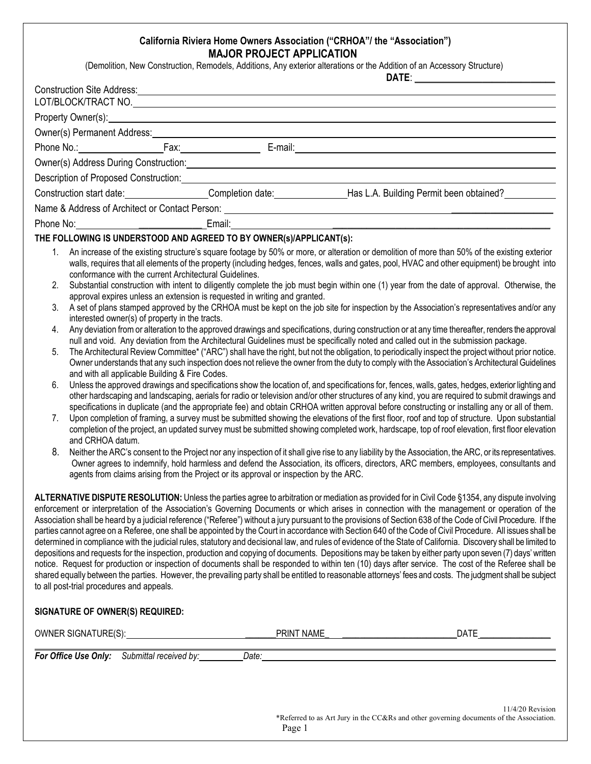# California Riviera Home Owners Association ("CRHOA"/ the "Association")

## MAJOR PROJECT APPLICATION

(Demolition, New Construction, Remodels, Additions, Any exterior alterations or the Addition of an Accessory Structure)

**DATE**: ___________________________

Construction Site Address: ___________________________

LOT/BLOCK/TRACT NO. ___________________________

Property Owner(s): ___________________________

Owner(s) Permanent Address: ___________________________

Phone No.: ______________ Fax: ______________ E-mail: ___________________________

Owner(s) Address During Construction: ___________________________

Description of Proposed Construction: ___________________________

Construction start date: ______________ Completion date: ______________ Has L.A. Building Permit been obtained? __________

Name & Address of Architect or Contact Person: ___________________________

Phone No: ______________ Email: ___________________________

**THE FOLLOWING IS UNDERSTOOD AND AGREED TO BY OWNER(s)/APPLICANT(s):**

1. An increase of the existing structure's square footage by 50% or more, or alteration or demolition of more than 50% of the existing exterior walls, requires that all elements of the property (including hedges, fences, walls and gates, pool, HVAC and other equipment) be brought into conformance with the current Architectural Guidelines.
2. Substantial construction with intent to diligently complete the job must begin within one (1) year from the date of approval. Otherwise, the approval expires unless an extension is requested in writing and granted.
3. A set of plans stamped approved by the CRHOA must be kept on the job site for inspection by the Association's representatives and/or any interested owner(s) of property in the tracts.
4. Any deviation from or alteration to the approved drawings and specifications, during construction or at any time thereafter, renders the approval null and void. Any deviation from the Architectural Guidelines must be specifically noted and called out in the submission package.
5. The Architectural Review Committee* ("ARC") shall have the right, but not the obligation, to periodically inspect the project without prior notice. Owner understands that any such inspection does not relieve the owner from the duty to comply with the Association's Architectural Guidelines and with all applicable Building & Fire Codes.
6. Unless the approved drawings and specifications show the location of, and specifications for, fences, walls, gates, hedges, exterior lighting and other hardscaping and landscaping, aerials for radio or television and/or other structures of any kind, you are required to submit drawings and specifications in duplicate (and the appropriate fee) and obtain CRHOA written approval before constructing or installing any or all of them.
7. Upon completion of framing, a survey must be submitted showing the elevations of the first floor, roof and top of structure. Upon substantial completion of the project, an updated survey must be submitted showing completed work, hardscape, top of roof elevation, first floor elevation and CRHOA datum.
8. Neither the ARC's consent to the Project nor any inspection of it shall give rise to any liability by the Association, the ARC, or its representatives. Owner agrees to indemnify, hold harmless and defend the Association, its officers, directors, ARC members, employees, consultants and agents from claims arising from the Project or its approval or inspection by the ARC.

**ALTERNATIVE DISPUTE RESOLUTION:** Unless the parties agree to arbitration or mediation as provided for in Civil Code §1354, any dispute involving enforcement or interpretation of the Association's Governing Documents or which arises in connection with the management or operation of the Association shall be heard by a judicial reference ("Referee") without a jury pursuant to the provisions of Section 638 of the Code of Civil Procedure. If the parties cannot agree on a Referee, one shall be appointed by the Court in accordance with Section 640 of the Code of Civil Procedure. All issues shall be determined in compliance with the judicial rules, statutory and decisional law, and rules of evidence of the State of California. Discovery shall be limited to depositions and requests for the inspection, production and copying of documents. Depositions may be taken by either party upon seven (7) days' written notice. Request for production or inspection of documents shall be responded to within ten (10) days after service. The cost of the Referee shall be shared equally between the parties. However, the prevailing party shall be entitled to reasonable attorneys' fees and costs. The judgment shall be subject to all post-trial procedures and appeals.

**SIGNATURE OF OWNER(S) REQUIRED:**

OWNER SIGNATURE(S): ___________________________ PRINT NAME ___________________________ DATE ______________

***For Office Use Only:*** *Submittal received by:* __________ *Date:* ___________________________

11/4/20 Revision

*Referred to as Art Jury in the CC&Rs and other governing documents of the Association.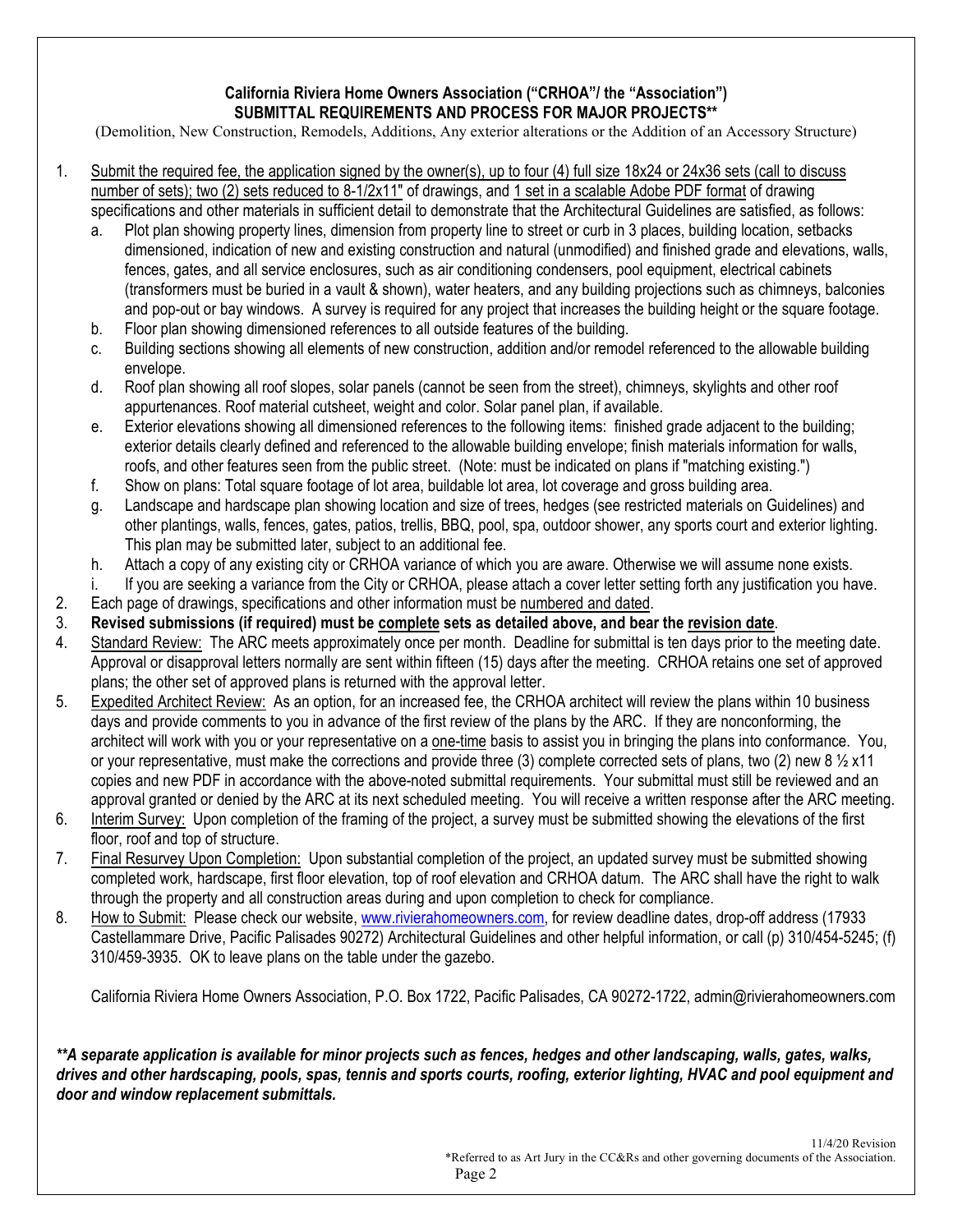**California Riviera Home Owners Association ("CRHOA"/ the "Association")**
**SUBMITTAL REQUIREMENTS AND PROCESS FOR MAJOR PROJECTS****

(Demolition, New Construction, Remodels, Additions, Any exterior alterations or the Addition of an Accessory Structure)

1. Submit the required fee, the application signed by the owner(s), up to four (4) full size 18x24 or 24x36 sets (call to discuss number of sets); two (2) sets reduced to 8-1/2x11" of drawings, and 1 set in a scalable Adobe PDF format of drawing specifications and other materials in sufficient detail to demonstrate that the Architectural Guidelines are satisfied, as follows:
   a. Plot plan showing property lines, dimension from property line to street or curb in 3 places, building location, setbacks dimensioned, indication of new and existing construction and natural (unmodified) and finished grade and elevations, walls, fences, gates, and all service enclosures, such as air conditioning condensers, pool equipment, electrical cabinets (transformers must be buried in a vault & shown), water heaters, and any building projections such as chimneys, balconies and pop-out or bay windows. A survey is required for any project that increases the building height or the square footage.
   b. Floor plan showing dimensioned references to all outside features of the building.
   c. Building sections showing all elements of new construction, addition and/or remodel referenced to the allowable building envelope.
   d. Roof plan showing all roof slopes, solar panels (cannot be seen from the street), chimneys, skylights and other roof appurtenances. Roof material cutsheet, weight and color. Solar panel plan, if available.
   e. Exterior elevations showing all dimensioned references to the following items: finished grade adjacent to the building; exterior details clearly defined and referenced to the allowable building envelope; finish materials information for walls, roofs, and other features seen from the public street. (Note: must be indicated on plans if "matching existing.")
   f. Show on plans: Total square footage of lot area, buildable lot area, lot coverage and gross building area.
   g. Landscape and hardscape plan showing location and size of trees, hedges (see restricted materials on Guidelines) and other plantings, walls, fences, gates, patios, trellis, BBQ, pool, spa, outdoor shower, any sports court and exterior lighting. This plan may be submitted later, subject to an additional fee.
   h. Attach a copy of any existing city or CRHOA variance of which you are aware. Otherwise we will assume none exists.
   i. If you are seeking a variance from the City or CRHOA, please attach a cover letter setting forth any justification you have.
2. Each page of drawings, specifications and other information must be numbered and dated.
3. **Revised submissions (if required) must be complete sets as detailed above, and bear the revision date**.
4. Standard Review: The ARC meets approximately once per month. Deadline for submittal is ten days prior to the meeting date. Approval or disapproval letters normally are sent within fifteen (15) days after the meeting. CRHOA retains one set of approved plans; the other set of approved plans is returned with the approval letter.
5. Expedited Architect Review: As an option, for an increased fee, the CRHOA architect will review the plans within 10 business days and provide comments to you in advance of the first review of the plans by the ARC. If they are nonconforming, the architect will work with you or your representative on a one-time basis to assist you in bringing the plans into conformance. You, or your representative, must make the corrections and provide three (3) complete corrected sets of plans, two (2) new 8 ½ x11 copies and new PDF in accordance with the above-noted submittal requirements. Your submittal must still be reviewed and an approval granted or denied by the ARC at its next scheduled meeting. You will receive a written response after the ARC meeting.
6. Interim Survey: Upon completion of the framing of the project, a survey must be submitted showing the elevations of the first floor, roof and top of structure.
7. Final Resurvey Upon Completion: Upon substantial completion of the project, an updated survey must be submitted showing completed work, hardscape, first floor elevation, top of roof elevation and CRHOA datum. The ARC shall have the right to walk through the property and all construction areas during and upon completion to check for compliance.
8. How to Submit: Please check our website, www.rivierahomeowners.com, for review deadline dates, drop-off address (17933 Castellammare Drive, Pacific Palisades 90272) Architectural Guidelines and other helpful information, or call (p) 310/454-5245; (f) 310/459-3935. OK to leave plans on the table under the gazebo.

California Riviera Home Owners Association, P.O. Box 1722, Pacific Palisades, CA 90272-1722, admin@rivierahomeowners.com

***\*\*A separate application is available for minor projects such as fences, hedges and other landscaping, walls, gates, walks, drives and other hardscaping, pools, spas, tennis and sports courts, roofing, exterior lighting, HVAC and pool equipment and door and window replacement submittals.***

11/4/20 Revision

*Referred to as Art Jury in the CC&Rs and other governing documents of the Association.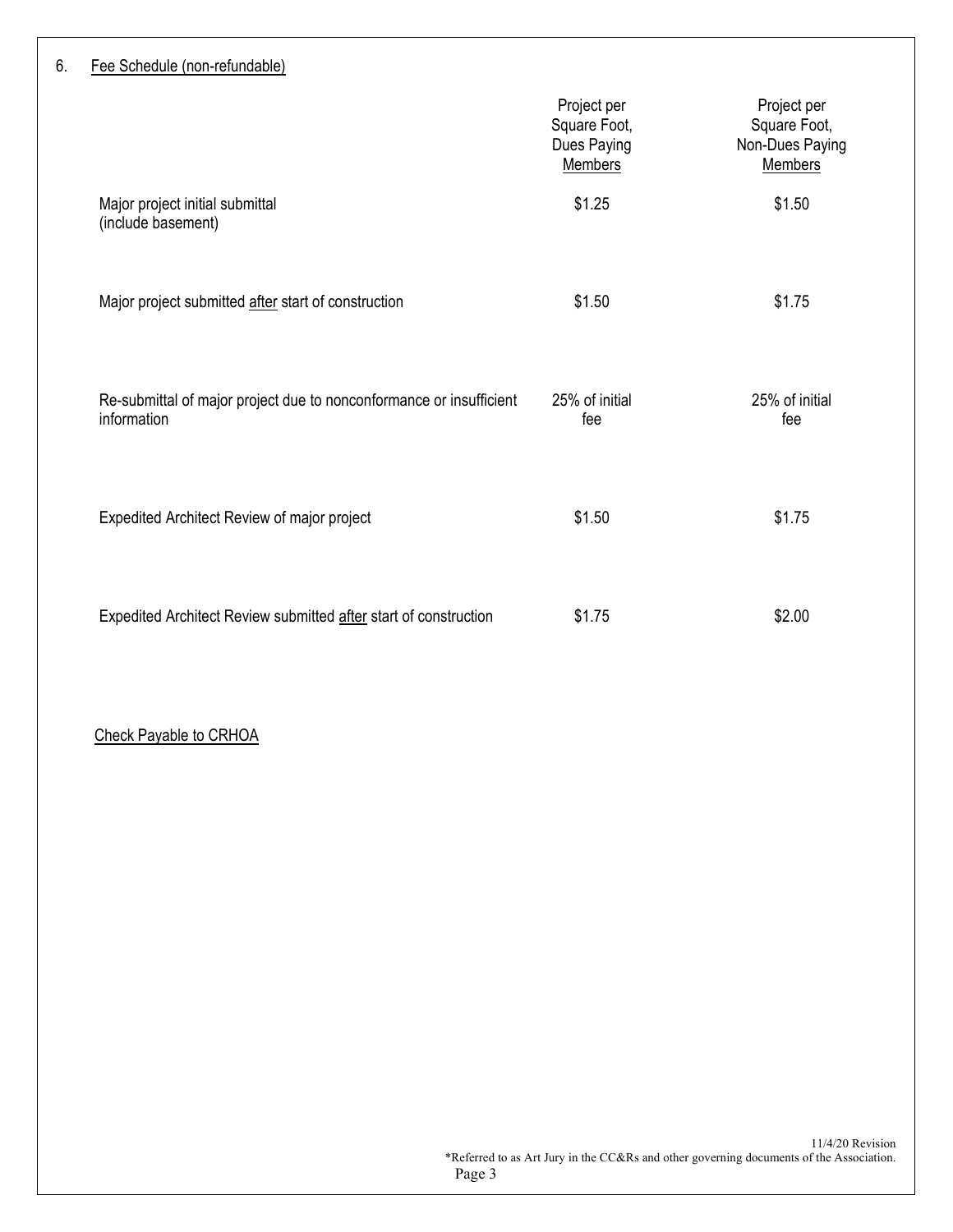6. <u>Fee Schedule (non-refundable)</u>

| | Project per Square Foot, Dues Paying <u>Members</u> | Project per Square Foot, Non-Dues Paying <u>Members</u> |
|---|---|---|
| Major project initial submittal (include basement) | $1.25 | $1.50 |
| Major project submitted <u>after</u> start of construction | $1.50 | $1.75 |
| Re-submittal of major project due to nonconformance or insufficient information | 25% of initial fee | 25% of initial fee |
| Expedited Architect Review of major project | $1.50 | $1.75 |
| Expedited Architect Review submitted <u>after</u> start of construction | $1.75 | $2.00 |

<u>Check Payable to CRHOA</u>

11/4/20 Revision

*Referred to as Art Jury in the CC&Rs and other governing documents of the Association.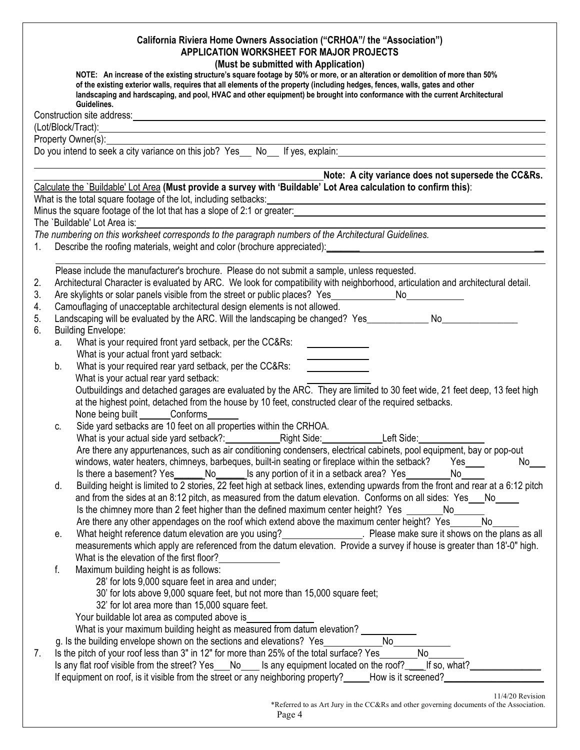# California Riviera Home Owners Association ("CRHOA"/ the "Association")
## APPLICATION WORKSHEET FOR MAJOR PROJECTS
### (Must be submitted with Application)

**NOTE: An increase of the existing structure's square footage by 50% or more, or an alteration or demolition of more than 50% of the existing exterior walls, requires that all elements of the property (including hedges, fences, walls, gates and other landscaping and hardscaping, and pool, HVAC and other equipment) be brought into conformance with the current Architectural Guidelines.**

Construction site address: ____________________

(Lot/Block/Tract): ____________________

Property Owner(s): ____________________

Do you intend to seek a city variance on this job? Yes___ No___ If yes, explain: ____________________

____________________ **Note: A city variance does not supersede the CC&Rs.**

Calculate the `Buildable' Lot Area **(Must provide a survey with 'Buildable' Lot Area calculation to confirm this)**:

What is the total square footage of the lot, including setbacks: ____________________

Minus the square footage of the lot that has a slope of 2:1 or greater: ____________________

The `Buildable' Lot Area is: ____________________

*The numbering on this worksheet corresponds to the paragraph numbers of the Architectural Guidelines.*

1. Describe the roofing materials, weight and color (brochure appreciated): ____________________

   ____________________

   Please include the manufacturer's brochure. Please do not submit a sample, unless requested.
2. Architectural Character is evaluated by ARC. We look for compatibility with neighborhood, articulation and architectural detail.
3. Are skylights or solar panels visible from the street or public places? Yes__________ No__________
4. Camouflaging of unacceptable architectural design elements is not allowed.
5. Landscaping will be evaluated by the ARC. Will the landscaping be changed? Yes__________ No__________
6. Building Envelope:
   a. What is your required front yard setback, per the CC&Rs: __________
      What is your actual front yard setback: __________
   b. What is your required rear yard setback, per the CC&Rs: __________
      What is your actual rear yard setback: __________
      Outbuildings and detached garages are evaluated by the ARC. They are limited to 30 feet wide, 21 feet deep, 13 feet high at the highest point, detached from the house by 10 feet, constructed clear of the required setbacks.
      None being built ______ Conforms______
   c. Side yard setbacks are 10 feet on all properties within the CRHOA.
      What is your actual side yard setback?: __________ Right Side: __________ Left Side: __________
      Are there any appurtenances, such as air conditioning condensers, electrical cabinets, pool equipment, bay or pop-out windows, water heaters, chimneys, barbeques, built-in seating or fireplace within the setback? Yes___ No___
      Is there a basement? Yes______ No______ Is any portion of it in a setback area? Yes________ No____
   d. Building height is limited to 2 stories, 22 feet high at setback lines, extending upwards from the front and rear at a 6:12 pitch and from the sides at an 8:12 pitch, as measured from the datum elevation. Conforms on all sides: Yes___ No____
      Is the chimney more than 2 feet higher than the defined maximum center height? Yes ______ No______
      Are there any other appendages on the roof which extend above the maximum center height? Yes______ No_____
   e. What height reference datum elevation are you using? ______________. Please make sure it shows on the plans as all measurements which apply are referenced from the datum elevation. Provide a survey if house is greater than 18'-0" high.
      What is the elevation of the first floor? __________
   f. Maximum building height is as follows:
      - 28' for lots 9,000 square feet in area and under;
      - 30' for lots above 9,000 square feet, but not more than 15,000 square feet;
      - 32' for lot area more than 15,000 square feet.

      Your buildable lot area as computed above is __________
      What is your maximum building height as measured from datum elevation? __________
   g. Is the building envelope shown on the sections and elevations? Yes__________ No__________
7. Is the pitch of your roof less than 3" in 12" for more than 25% of the total surface? Yes________ No________
   Is any flat roof visible from the street? Yes___ No____ Is any equipment located on the roof?____ If so, what? __________
   If equipment on roof, is it visible from the street or any neighboring property?_____ How is it screened? __________

11/4/20 Revision

*Referred to as Art Jury in the CC&Rs and other governing documents of the Association.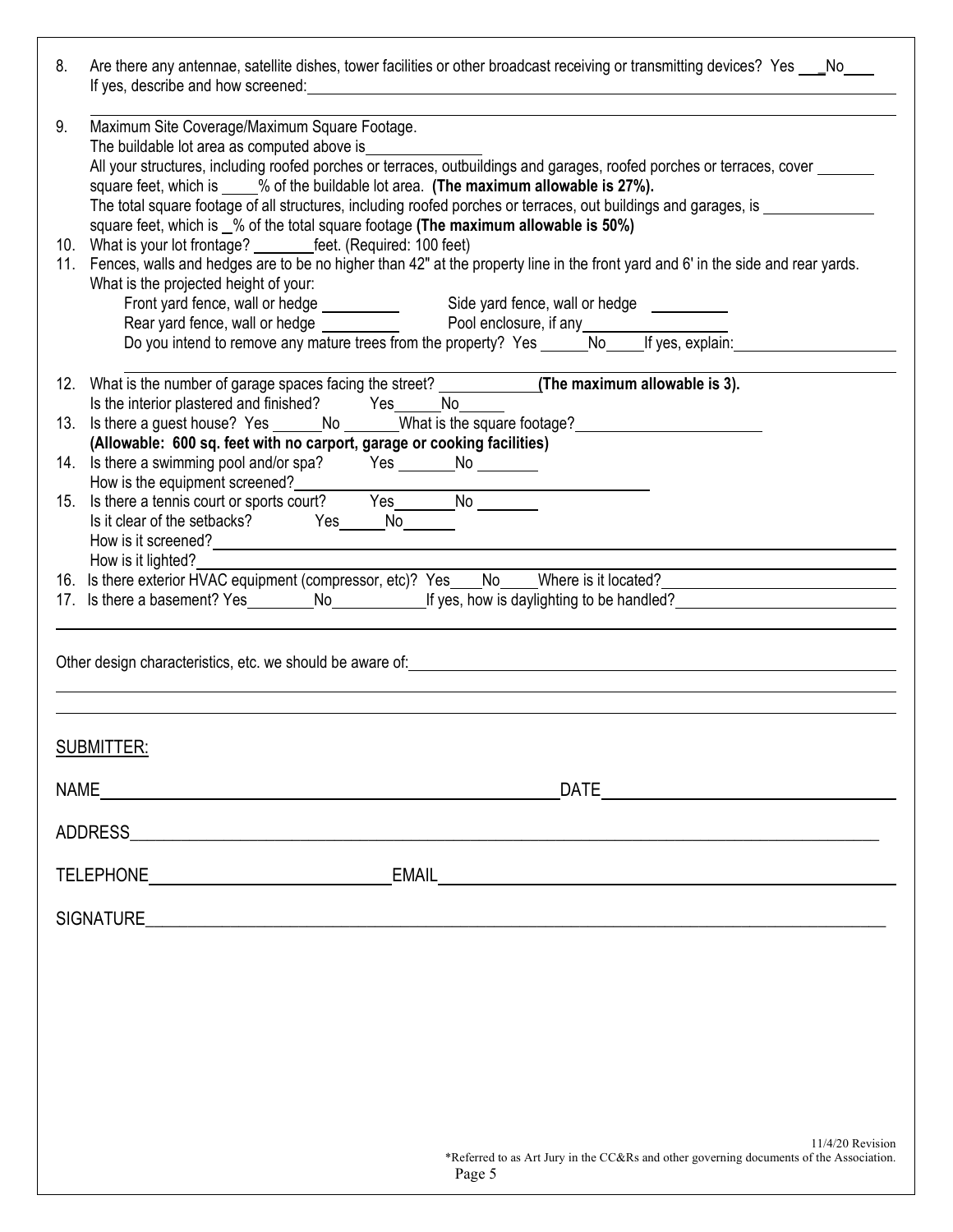8. Are there any antennae, satellite dishes, tower facilities or other broadcast receiving or transmitting devices? Yes ___No___
   If yes, describe and how screened: ______________________________________________

9. Maximum Site Coverage/Maximum Square Footage.
   The buildable lot area as computed above is ____________
   All your structures, including roofed porches or terraces, outbuildings and garages, roofed porches or terraces, cover ______ square feet, which is ____% of the buildable lot area. **(The maximum allowable is 27%).**
   The total square footage of all structures, including roofed porches or terraces, out buildings and garages, is ____________ square feet, which is _% of the total square footage **(The maximum allowable is 50%)**
10. What is your lot frontage? _______feet. (Required: 100 feet)
11. Fences, walls and hedges are to be no higher than 42" at the property line in the front yard and 6' in the side and rear yards.
    What is the projected height of your:
    Front yard fence, wall or hedge _________ Side yard fence, wall or hedge _________
    Rear yard fence, wall or hedge _________ Pool enclosure, if any_________________
    Do you intend to remove any mature trees from the property? Yes _____No____If yes, explain: ______________
12. What is the number of garage spaces facing the street? ____________**(The maximum allowable is 3).**
    Is the interior plastered and finished? Yes_____No_____
13. Is there a guest house? Yes _____No ______What is the square footage? ____________________
    **(Allowable: 600 sq. feet with no carport, garage or cooking facilities)**
14. Is there a swimming pool and/or spa? Yes _______No _______
    How is the equipment screened? ______________________________
15. Is there a tennis court or sports court? Yes_______No _______
    Is it clear of the setbacks? Yes_____No______
    How is it screened? ______________________________________________
    How is it lighted? ______________________________________________
16. Is there exterior HVAC equipment (compressor, etc)? Yes____No____Where is it located? ____________________
17. Is there a basement? Yes________No__________If yes, how is daylighting to be handled? ____________________

Other design characteristics, etc. we should be aware of: ______________________________________________

SUBMITTER:

NAME ______________________________________________ DATE ______________________________

ADDRESS ______________________________________________________________________________

TELEPHONE ____________________________ EMAIL ______________________________________________

SIGNATURE ______________________________________________________________________________

11/4/20 Revision

*Referred to as Art Jury in the CC&Rs and other governing documents of the Association.